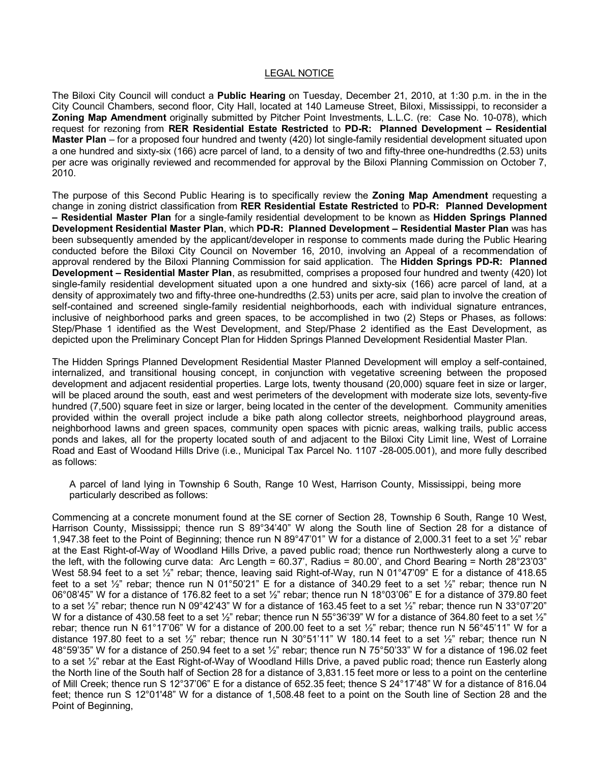LEGAL NOTICE

The Biloxi City Council will conduct a **Public Hearing** on Tuesday, December 21, 2010, at 1:30 p.m. in the in the City Council Chambers, second floor, City Hall, located at 140 Lameuse Street, Biloxi, Mississippi, to reconsider a **Zoning Map Amendment** originally submitted by Pitcher Point Investments, L.L.C. (re: Case No. 10-078), which request for rezoning from **RER Residential Estate Restricted** to **PD-R: Planned Development – Residential Master Plan** – for a proposed four hundred and twenty (420) lot single-family residential development situated upon a one hundred and sixty-six (166) acre parcel of land, to a density of two and fifty-three one-hundredths (2.53) units per acre was originally reviewed and recommended for approval by the Biloxi Planning Commission on October 7, 2010.

The purpose of this Second Public Hearing is to specifically review the **Zoning Map Amendment** requesting a change in zoning district classification from **RER Residential Estate Restricted** to **PD-R: Planned Development – Residential Master Plan** for a single-family residential development to be known as **Hidden Springs Planned Development Residential Master Plan**, which **PD-R: Planned Development – Residential Master Plan** was has been subsequently amended by the applicant/developer in response to comments made during the Public Hearing conducted before the Biloxi City Council on November 16, 2010, involving an Appeal of a recommendation of approval rendered by the Biloxi Planning Commission for said application. The **Hidden Springs PD-R: Planned Development – Residential Master Plan**, as resubmitted, comprises a proposed four hundred and twenty (420) lot single-family residential development situated upon a one hundred and sixty-six (166) acre parcel of land, at a density of approximately two and fifty-three one-hundredths (2.53) units per acre, said plan to involve the creation of self-contained and screened single-family residential neighborhoods, each with individual signature entrances, inclusive of neighborhood parks and green spaces, to be accomplished in two (2) Steps or Phases, as follows: Step/Phase 1 identified as the West Development, and Step/Phase 2 identified as the East Development, as depicted upon the Preliminary Concept Plan for Hidden Springs Planned Development Residential Master Plan.

The Hidden Springs Planned Development Residential Master Planned Development will employ a self-contained, internalized, and transitional housing concept, in conjunction with vegetative screening between the proposed development and adjacent residential properties. Large lots, twenty thousand (20,000) square feet in size or larger, will be placed around the south, east and west perimeters of the development with moderate size lots, seventy-five hundred (7,500) square feet in size or larger, being located in the center of the development. Community amenities provided within the overall project include a bike path along collector streets, neighborhood playground areas, neighborhood lawns and green spaces, community open spaces with picnic areas, walking trails, public access ponds and lakes, all for the property located south of and adjacent to the Biloxi City Limit line, West of Lorraine Road and East of Woodand Hills Drive (i.e., Municipal Tax Parcel No. 1107 -28-005.001), and more fully described as follows:

> A parcel of land lying in Township 6 South, Range 10 West, Harrison County, Mississippi, being more particularly described as follows:

Commencing at a concrete monument found at the SE corner of Section 28, Township 6 South, Range 10 West, Harrison County, Mississippi; thence run S 89°34'40" W along the South line of Section 28 for a distance of 1,947.38 feet to the Point of Beginning; thence run N 89°47'01" W for a distance of 2,000.31 feet to a set ½" rebar at the East Right-of-Way of Woodland Hills Drive, a paved public road; thence run Northwesterly along a curve to the left, with the following curve data: Arc Length = 60.37', Radius = 80.00', and Chord Bearing = North 28°23'03" West 58.94 feet to a set ½" rebar; thence, leaving said Right-of-Way, run N 01°47'09" E for a distance of 418.65 feet to a set ½" rebar; thence run N 01°50'21" E for a distance of 340.29 feet to a set ½" rebar; thence run N 06°08'45" W for a distance of 176.82 feet to a set ½" rebar; thence run N 18°03'06" E for a distance of 379.80 feet to a set ½" rebar; thence run N 09°42'43" W for a distance of 163.45 feet to a set ½" rebar; thence run N 33°07'20" W for a distance of 430.58 feet to a set ½" rebar; thence run N 55°36'39" W for a distance of 364.80 feet to a set ½" rebar; thence run N 61°17'06" W for a distance of 200.00 feet to a set ½" rebar; thence run N 56°45'11" W for a distance 197.80 feet to a set ½" rebar; thence run N 30°51'11" W 180.14 feet to a set ½" rebar; thence run N 48°59'35" W for a distance of 250.94 feet to a set ½" rebar; thence run N 75°50'33" W for a distance of 196.02 feet to a set ½" rebar at the East Right-of-Way of Woodland Hills Drive, a paved public road; thence run Easterly along the North line of the South half of Section 28 for a distance of 3,831.15 feet more or less to a point on the centerline of Mill Creek; thence run S 12°37'06" E for a distance of 652.35 feet; thence S 24°17'48" W for a distance of 816.04 feet; thence run S 12°01'48" W for a distance of 1,508.48 feet to a point on the South line of Section 28 and the Point of Beginning,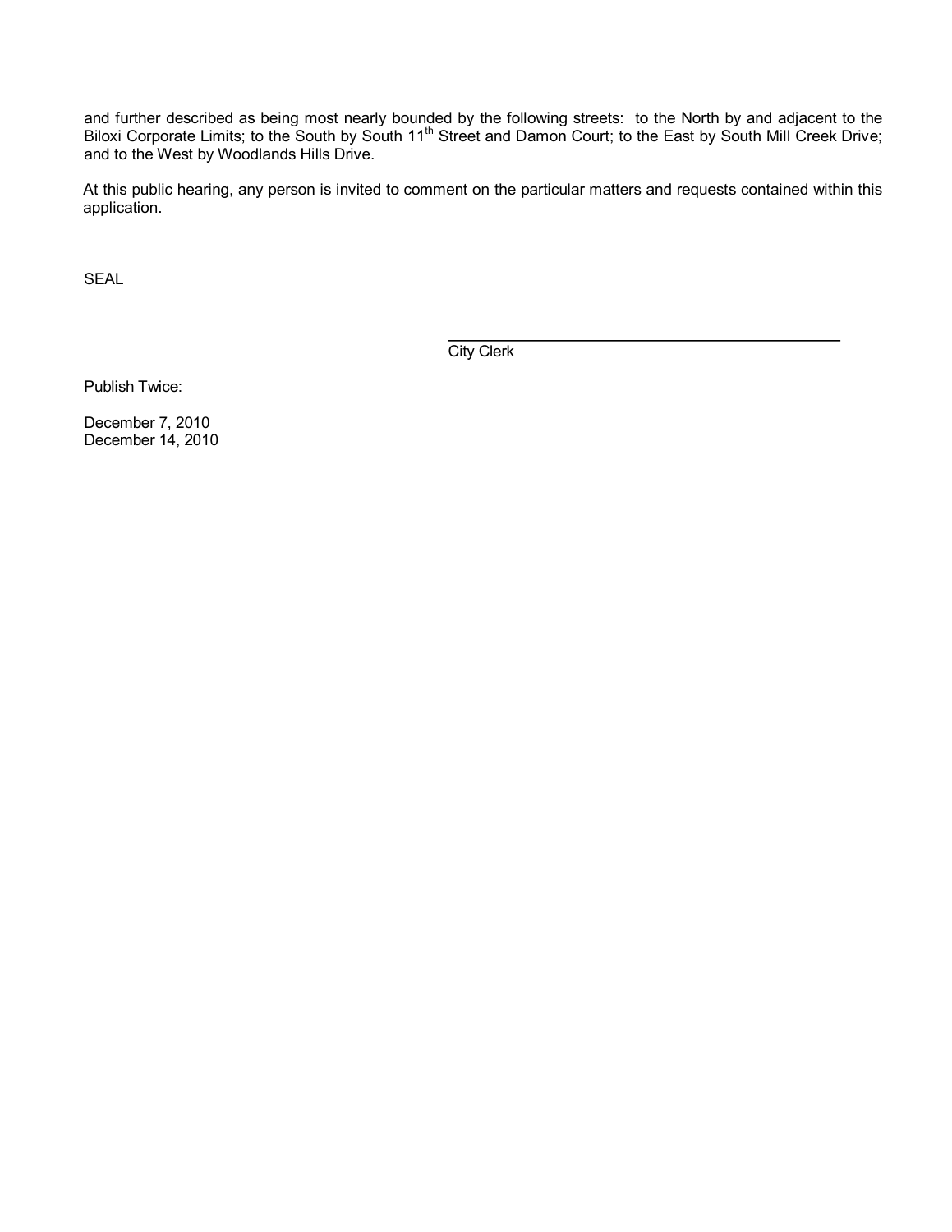and further described as being most nearly bounded by the following streets: to the North by and adjacent to the Biloxi Corporate Limits; to the South by South 11th Street and Damon Court; to the East by South Mill Creek Drive; and to the West by Woodlands Hills Drive.

At this public hearing, any person is invited to comment on the particular matters and requests contained within this application.

SEAL

City Clerk

Publish Twice:

December 7, 2010
December 14, 2010